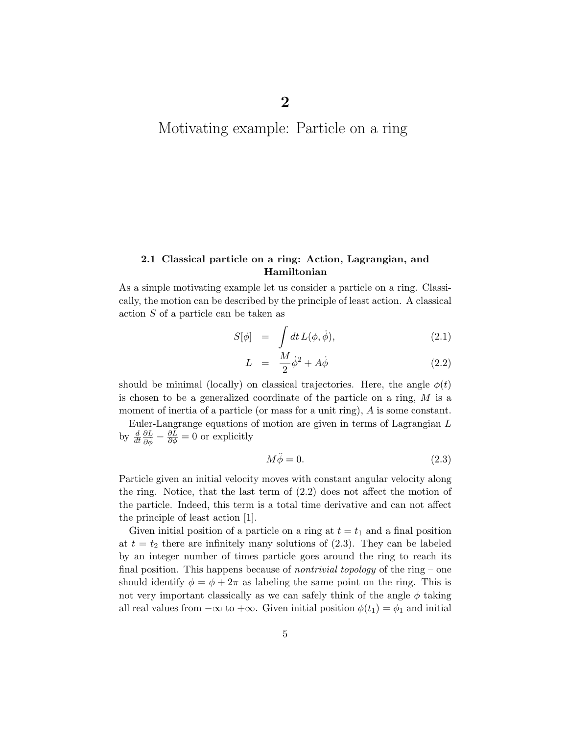# 2

# Motivating example: Particle on a ring

## 2.1 Classical particle on a ring: Action, Lagrangian, and Hamiltonian

As a simple motivating example let us consider a particle on a ring. Classically, the motion can be described by the principle of least action. A classical action $S$ of a particle can be taken as

$$S[\phi] = \int dt\, L(\phi, \dot{\phi}), \tag{2.1}$$

$$L = \frac{M}{2}\dot{\phi}^2 + A\dot{\phi} \tag{2.2}$$

should be minimal (locally) on classical trajectories. Here, the angle $\phi(t)$ is chosen to be a generalized coordinate of the particle on a ring, $M$ is a moment of inertia of a particle (or mass for a unit ring), $A$ is some constant.

Euler-Langrange equations of motion are given in terms of Lagrangian $L$ by $\frac{d}{dt}\frac{\partial L}{\partial \dot{\phi}} - \frac{\partial L}{\partial \phi} = 0$ or explicitly

$$M\ddot{\phi} = 0. \tag{2.3}$$

Particle given an initial velocity moves with constant angular velocity along the ring. Notice, that the last term of (2.2) does not affect the motion of the particle. Indeed, this term is a total time derivative and can not affect the principle of least action [1].

Given initial position of a particle on a ring at $t = t_1$ and a final position at $t = t_2$ there are infinitely many solutions of (2.3). They can be labeled by an integer number of times particle goes around the ring to reach its final position. This happens because of *nontrivial topology* of the ring – one should identify $\phi = \phi + 2\pi$ as labeling the same point on the ring. This is not very important classically as we can safely think of the angle $\phi$ taking all real values from $-\infty$ to $+\infty$. Given initial position $\phi(t_1) = \phi_1$ and initial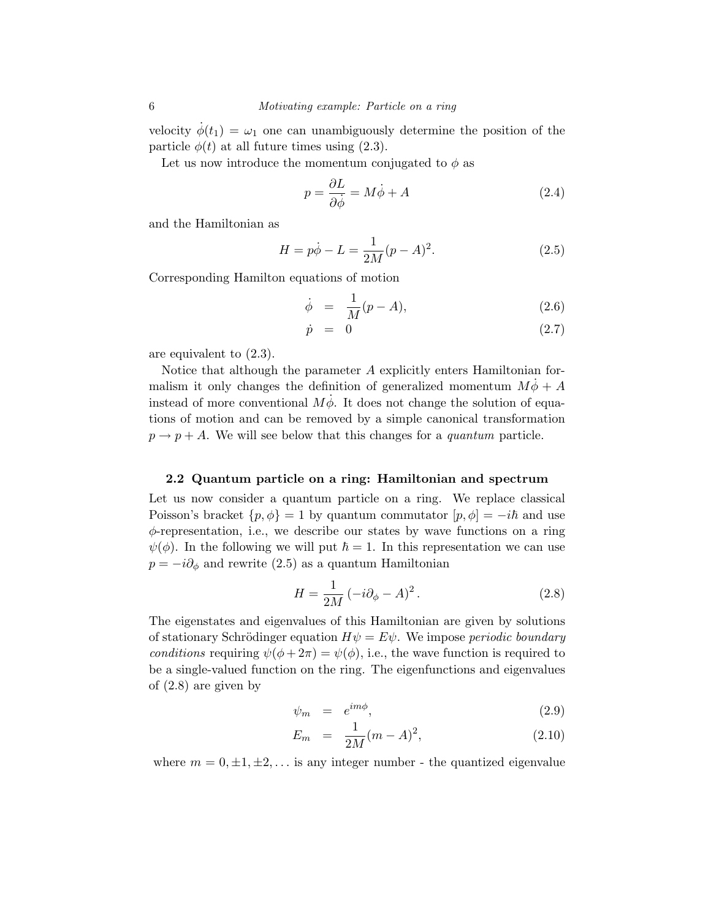velocity $\dot{\phi}(t_1) = \omega_1$ one can unambiguously determine the position of the particle $\phi(t)$ at all future times using (2.3).

Let us now introduce the momentum conjugated to $\phi$ as

$$p = \frac{\partial L}{\partial \dot{\phi}} = M\dot{\phi} + A \tag{2.4}$$

and the Hamiltonian as

$$H = p\dot{\phi} - L = \frac{1}{2M}(p - A)^2. \tag{2.5}$$

Corresponding Hamilton equations of motion

$$\dot{\phi} = \frac{1}{M}(p - A), \tag{2.6}$$

$$\dot{p} = 0 \tag{2.7}$$

are equivalent to (2.3).

Notice that although the parameter $A$ explicitly enters Hamiltonian formalism it only changes the definition of generalized momentum $M\dot{\phi} + A$ instead of more conventional $M\dot{\phi}$. It does not change the solution of equations of motion and can be removed by a simple canonical transformation $p \to p + A$. We will see below that this changes for a *quantum* particle.

### 2.2 Quantum particle on a ring: Hamiltonian and spectrum

Let us now consider a quantum particle on a ring. We replace classical Poisson's bracket $\{p, \phi\} = 1$ by quantum commutator $[p, \phi] = -i\hbar$ and use $\phi$-representation, i.e., we describe our states by wave functions on a ring $\psi(\phi)$. In the following we will put $\hbar = 1$. In this representation we can use $p = -i\partial_\phi$ and rewrite (2.5) as a quantum Hamiltonian

$$H = \frac{1}{2M}\left(-i\partial_\phi - A\right)^2. \tag{2.8}$$

The eigenstates and eigenvalues of this Hamiltonian are given by solutions of stationary Schrödinger equation $H\psi = E\psi$. We impose *periodic boundary conditions* requiring $\psi(\phi + 2\pi) = \psi(\phi)$, i.e., the wave function is required to be a single-valued function on the ring. The eigenfunctions and eigenvalues of (2.8) are given by

$$\psi_m = e^{im\phi}, \tag{2.9}$$

$$E_m = \frac{1}{2M}(m - A)^2, \tag{2.10}$$

where $m = 0, \pm 1, \pm 2, \ldots$ is any integer number - the quantized eigenvalue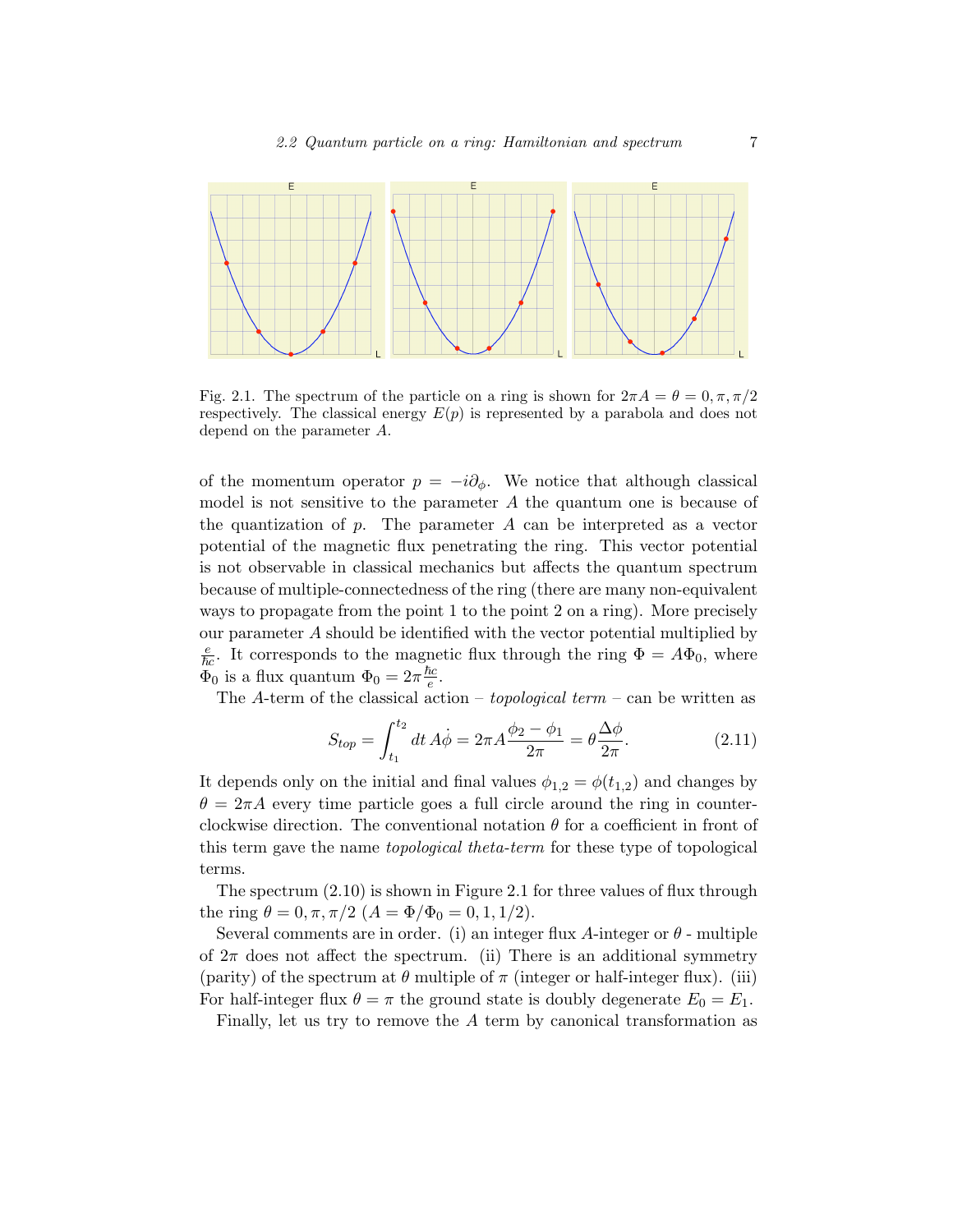Fig. 2.1. The spectrum of the particle on a ring is shown for $2\pi A = \theta = 0, \pi, \pi/2$ respectively. The classical energy $E(p)$ is represented by a parabola and does not depend on the parameter $A$.

of the momentum operator $p = -i\partial_\phi$. We notice that although classical model is not sensitive to the parameter $A$ the quantum one is because of the quantization of $p$. The parameter $A$ can be interpreted as a vector potential of the magnetic flux penetrating the ring. This vector potential is not observable in classical mechanics but affects the quantum spectrum because of multiple-connectedness of the ring (there are many non-equivalent ways to propagate from the point 1 to the point 2 on a ring). More precisely our parameter $A$ should be identified with the vector potential multiplied by $\frac{e}{\hbar c}$. It corresponds to the magnetic flux through the ring $\Phi = A\Phi_0$, where $\Phi_0$ is a flux quantum $\Phi_0 = 2\pi\frac{\hbar c}{e}$.

The $A$-term of the classical action – *topological term* – can be written as

$$S_{top} = \int_{t_1}^{t_2} dt\, A\dot{\phi} = 2\pi A \frac{\phi_2 - \phi_1}{2\pi} = \theta\frac{\Delta\phi}{2\pi}. \tag{2.11}$$

It depends only on the initial and final values $\phi_{1,2} = \phi(t_{1,2})$ and changes by $\theta = 2\pi A$ every time particle goes a full circle around the ring in counter-clockwise direction. The conventional notation $\theta$ for a coefficient in front of this term gave the name *topological theta-term* for these type of topological terms.

The spectrum (2.10) is shown in Figure 2.1 for three values of flux through the ring $\theta = 0, \pi, \pi/2$ $(A = \Phi/\Phi_0 = 0, 1, 1/2)$.

Several comments are in order. (i) an integer flux $A$-integer or $\theta$ - multiple of $2\pi$ does not affect the spectrum. (ii) There is an additional symmetry (parity) of the spectrum at $\theta$ multiple of $\pi$ (integer or half-integer flux). (iii) For half-integer flux $\theta = \pi$ the ground state is doubly degenerate $E_0 = E_1$.

Finally, let us try to remove the $A$ term by canonical transformation as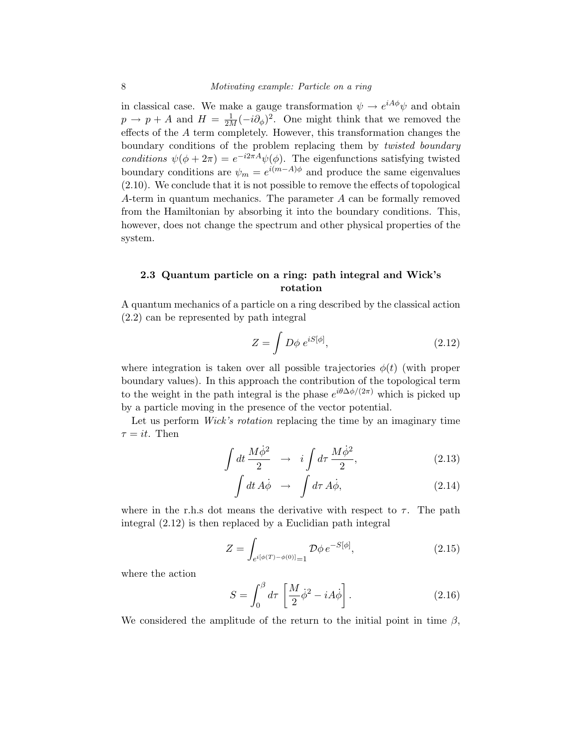in classical case. We make a gauge transformation $\psi \to e^{iA\phi}\psi$ and obtain $p \to p + A$ and $H = \frac{1}{2M}(-i\partial_\phi)^2$. One might think that we removed the effects of the $A$ term completely. However, this transformation changes the boundary conditions of the problem replacing them by *twisted boundary conditions* $\psi(\phi + 2\pi) = e^{-i2\pi A}\psi(\phi)$. The eigenfunctions satisfying twisted boundary conditions are $\psi_m = e^{i(m-A)\phi}$ and produce the same eigenvalues (2.10). We conclude that it is not possible to remove the effects of topological $A$-term in quantum mechanics. The parameter $A$ can be formally removed from the Hamiltonian by absorbing it into the boundary conditions. This, however, does not change the spectrum and other physical properties of the system.

### 2.3 Quantum particle on a ring: path integral and Wick's rotation

A quantum mechanics of a particle on a ring described by the classical action (2.2) can be represented by path integral

$$Z = \int D\phi \; e^{iS[\phi]}, \tag{2.12}$$

where integration is taken over all possible trajectories $\phi(t)$ (with proper boundary values). In this approach the contribution of the topological term to the weight in the path integral is the phase $e^{i\theta\Delta\phi/(2\pi)}$ which is picked up by a particle moving in the presence of the vector potential.

Let us perform *Wick's rotation* replacing the time by an imaginary time $\tau = it$. Then

$$\int dt\, \frac{M\dot{\phi}^2}{2} \quad \to \quad i\int d\tau\, \frac{M\dot{\phi}^2}{2}, \tag{2.13}$$

$$\int dt\, A\dot{\phi} \quad \to \quad \int d\tau\, A\dot{\phi}, \tag{2.14}$$

where in the r.h.s dot means the derivative with respect to $\tau$. The path integral (2.12) is then replaced by a Euclidian path integral

$$Z = \int_{e^{i[\phi(T)-\phi(0)]}=1} \mathcal{D}\phi\, e^{-S[\phi]}, \tag{2.15}$$

where the action

$$S = \int_0^\beta d\tau\, \left[\frac{M}{2}\dot{\phi}^2 - iA\dot{\phi}\right]. \tag{2.16}$$

We considered the amplitude of the return to the initial point in time $\beta$,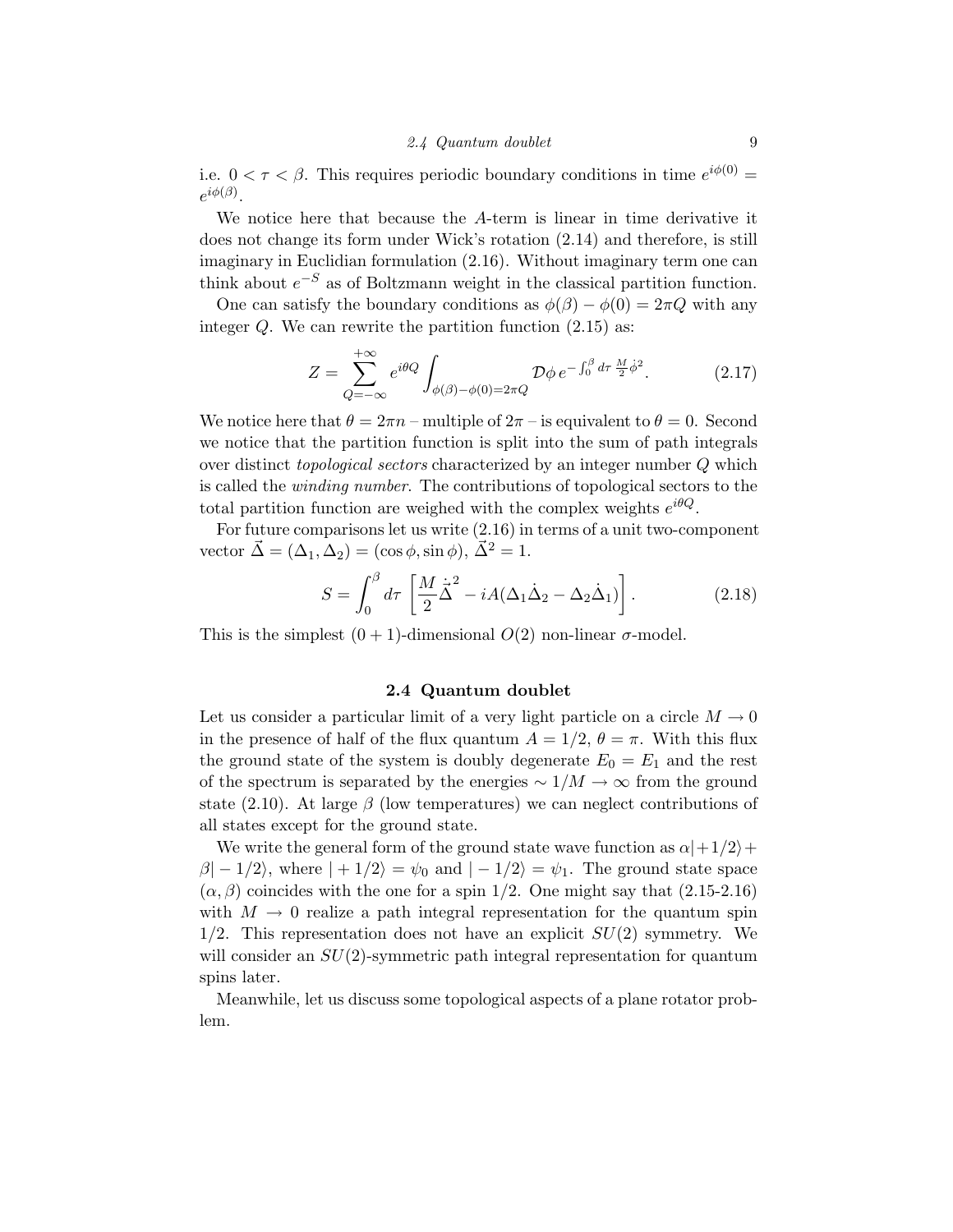i.e. $0 < \tau < \beta$. This requires periodic boundary conditions in time $e^{i\phi(0)} = e^{i\phi(\beta)}$.

We notice here that because the $A$-term is linear in time derivative it does not change its form under Wick's rotation (2.14) and therefore, is still imaginary in Euclidian formulation (2.16). Without imaginary term one can think about $e^{-S}$ as of Boltzmann weight in the classical partition function.

One can satisfy the boundary conditions as $\phi(\beta) - \phi(0) = 2\pi Q$ with any integer $Q$. We can rewrite the partition function (2.15) as:

$$Z = \sum_{Q=-\infty}^{+\infty} e^{i\theta Q} \int_{\phi(\beta)-\phi(0)=2\pi Q} \mathcal{D}\phi \, e^{-\int_0^\beta d\tau \, \frac{M}{2}\dot{\phi}^2}. \tag{2.17}$$

We notice here that $\theta = 2\pi n$ – multiple of $2\pi$ – is equivalent to $\theta = 0$. Second we notice that the partition function is split into the sum of path integrals over distinct *topological sectors* characterized by an integer number $Q$ which is called the *winding number*. The contributions of topological sectors to the total partition function are weighed with the complex weights $e^{i\theta Q}$.

For future comparisons let us write (2.16) in terms of a unit two-component vector $\vec{\Delta} = (\Delta_1, \Delta_2) = (\cos\phi, \sin\phi)$, $\vec{\Delta}^2 = 1$.

$$S = \int_0^\beta d\tau \, \left[ \frac{M}{2}\dot{\vec{\Delta}}^2 - iA(\Delta_1\dot{\Delta}_2 - \Delta_2\dot{\Delta}_1) \right]. \tag{2.18}$$

This is the simplest $(0+1)$-dimensional $O(2)$ non-linear $\sigma$-model.

## 2.4 Quantum doublet

Let us consider a particular limit of a very light particle on a circle $M \to 0$ in the presence of half of the flux quantum $A = 1/2$, $\theta = \pi$. With this flux the ground state of the system is doubly degenerate $E_0 = E_1$ and the rest of the spectrum is separated by the energies $\sim 1/M \to \infty$ from the ground state (2.10). At large $\beta$ (low temperatures) we can neglect contributions of all states except for the ground state.

We write the general form of the ground state wave function as $\alpha|+1/2\rangle + \beta|-1/2\rangle$, where $|+1/2\rangle = \psi_0$ and $|-1/2\rangle = \psi_1$. The ground state space $(\alpha, \beta)$ coincides with the one for a spin 1/2. One might say that (2.15-2.16) with $M \to 0$ realize a path integral representation for the quantum spin 1/2. This representation does not have an explicit $SU(2)$ symmetry. We will consider an $SU(2)$-symmetric path integral representation for quantum spins later.

Meanwhile, let us discuss some topological aspects of a plane rotator problem.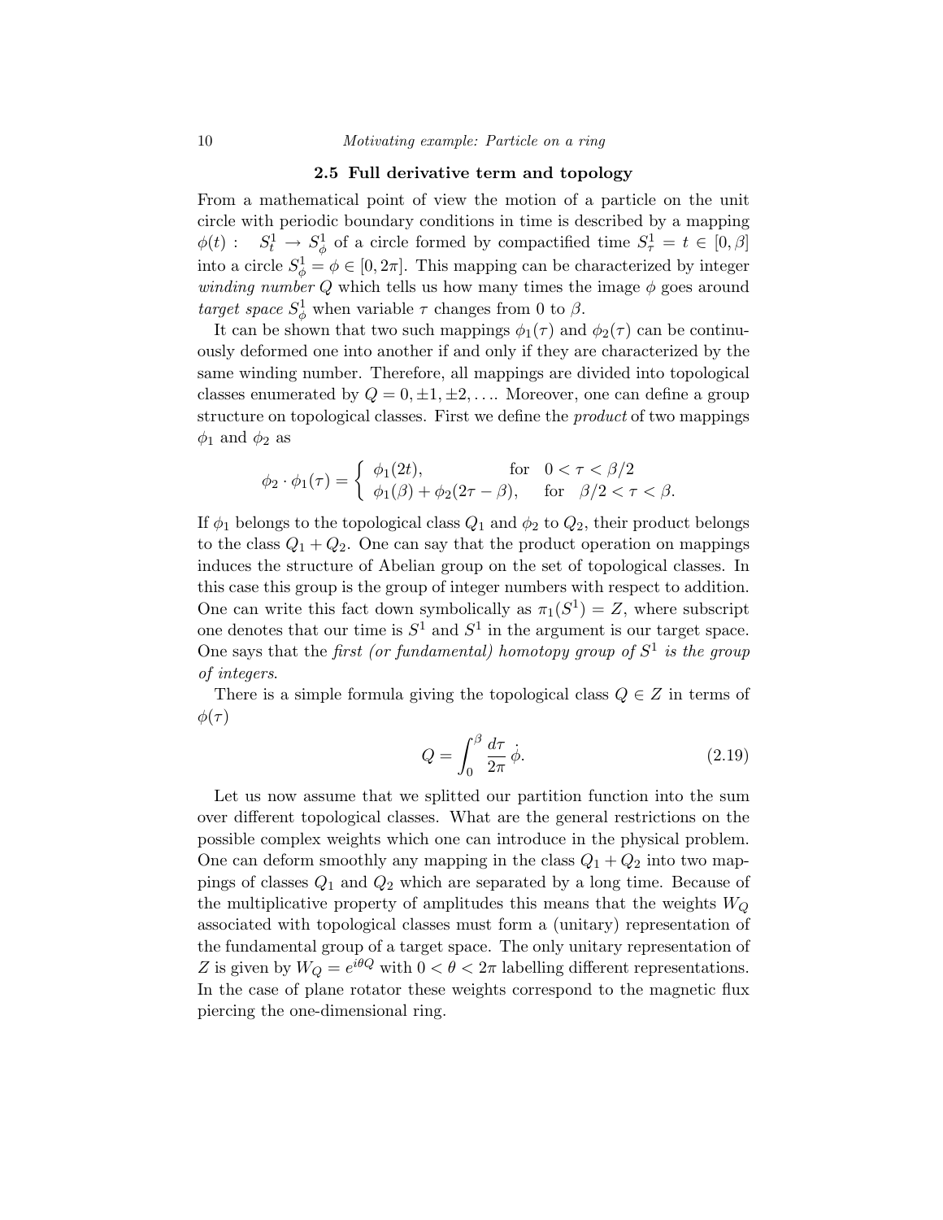### 2.5 Full derivative term and topology

From a mathematical point of view the motion of a particle on the unit circle with periodic boundary conditions in time is described by a mapping $\phi(t): \quad S^1_t \to S^1_\phi$ of a circle formed by compactified time $S^1_\tau = t \in [0, \beta]$ into a circle $S^1_\phi = \phi \in [0, 2\pi]$. This mapping can be characterized by integer *winding number* $Q$ which tells us how many times the image $\phi$ goes around *target space* $S^1_\phi$ when variable $\tau$ changes from 0 to $\beta$.

It can be shown that two such mappings $\phi_1(\tau)$ and $\phi_2(\tau)$ can be continuously deformed one into another if and only if they are characterized by the same winding number. Therefore, all mappings are divided into topological classes enumerated by $Q = 0, \pm 1, \pm 2, \ldots$. Moreover, one can define a group structure on topological classes. First we define the *product* of two mappings $\phi_1$ and $\phi_2$ as

$$
\phi_2 \cdot \phi_1(\tau) = \begin{cases} \phi_1(2t), & \text{for} \quad 0 < \tau < \beta/2 \\ \phi_1(\beta) + \phi_2(2\tau - \beta), & \text{for} \quad \beta/2 < \tau < \beta. \end{cases}
$$

If $\phi_1$ belongs to the topological class $Q_1$ and $\phi_2$ to $Q_2$, their product belongs to the class $Q_1 + Q_2$. One can say that the product operation on mappings induces the structure of Abelian group on the set of topological classes. In this case this group is the group of integer numbers with respect to addition. One can write this fact down symbolically as $\pi_1(S^1) = Z$, where subscript one denotes that our time is $S^1$ and $S^1$ in the argument is our target space. One says that the *first (or fundamental) homotopy group of* $S^1$ *is the group of integers*.

There is a simple formula giving the topological class $Q \in Z$ in terms of $\phi(\tau)$

$$
Q = \int_0^\beta \frac{d\tau}{2\pi} \, \dot{\phi}. \tag{2.19}
$$

Let us now assume that we splitted our partition function into the sum over different topological classes. What are the general restrictions on the possible complex weights which one can introduce in the physical problem. One can deform smoothly any mapping in the class $Q_1 + Q_2$ into two mappings of classes $Q_1$ and $Q_2$ which are separated by a long time. Because of the multiplicative property of amplitudes this means that the weights $W_Q$ associated with topological classes must form a (unitary) representation of the fundamental group of a target space. The only unitary representation of $Z$ is given by $W_Q = e^{i\theta Q}$ with $0 < \theta < 2\pi$ labelling different representations. In the case of plane rotator these weights correspond to the magnetic flux piercing the one-dimensional ring.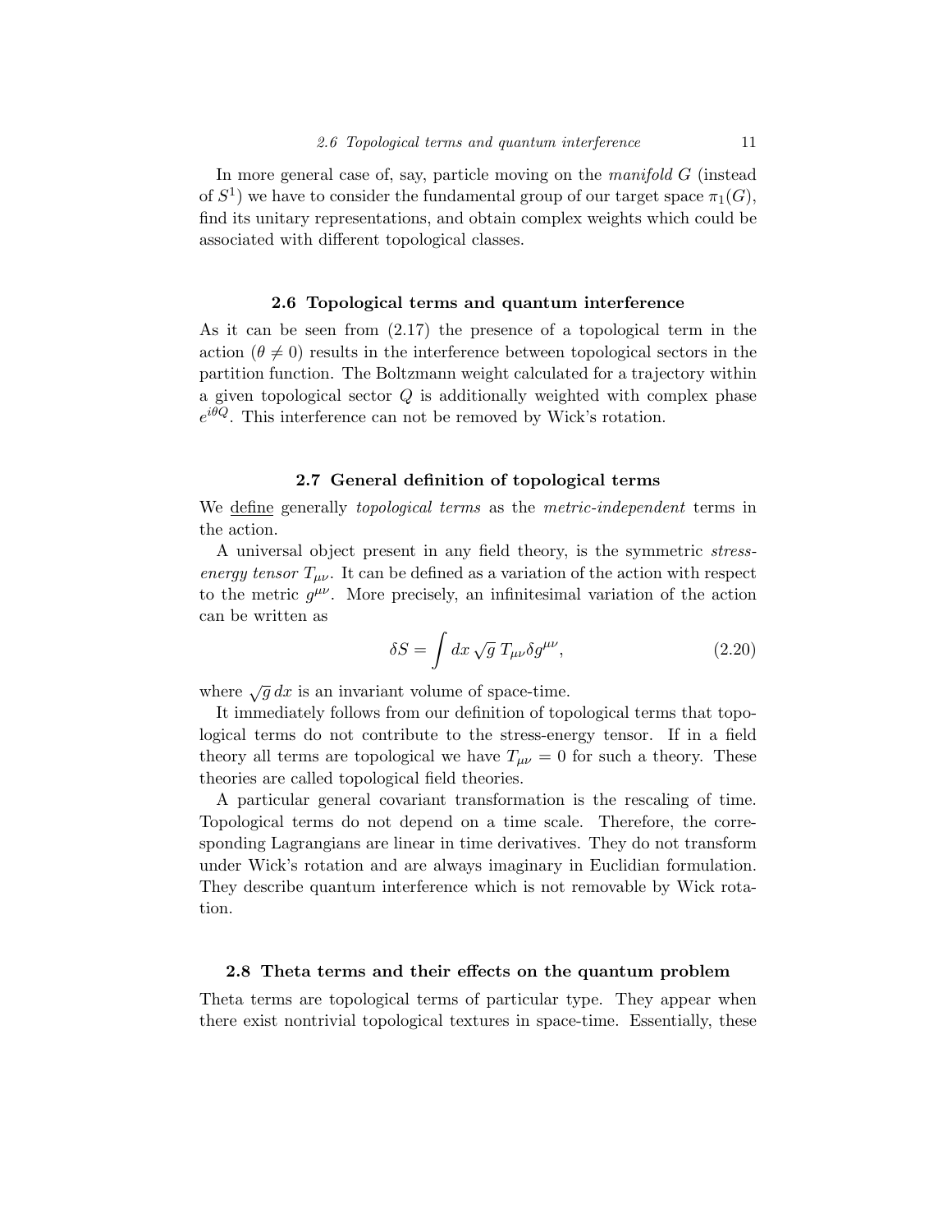In more general case of, say, particle moving on the *manifold* $G$ (instead of $S^1$) we have to consider the fundamental group of our target space $\pi_1(G)$, find its unitary representations, and obtain complex weights which could be associated with different topological classes.

### 2.6 Topological terms and quantum interference

As it can be seen from (2.17) the presence of a topological term in the action ($\theta \neq 0$) results in the interference between topological sectors in the partition function. The Boltzmann weight calculated for a trajectory within a given topological sector $Q$ is additionally weighted with complex phase $e^{i\theta Q}$. This interference can not be removed by Wick's rotation.

### 2.7 General definition of topological terms

We define generally *topological terms* as the *metric-independent* terms in the action.

A universal object present in any field theory, is the symmetric *stress-energy tensor* $T_{\mu\nu}$. It can be defined as a variation of the action with respect to the metric $g^{\mu\nu}$. More precisely, an infinitesimal variation of the action can be written as

$$\delta S = \int dx \, \sqrt{g} \; T_{\mu\nu} \delta g^{\mu\nu}, \tag{2.20}$$

where $\sqrt{g}\, dx$ is an invariant volume of space-time.

It immediately follows from our definition of topological terms that topological terms do not contribute to the stress-energy tensor. If in a field theory all terms are topological we have $T_{\mu\nu} = 0$ for such a theory. These theories are called topological field theories.

A particular general covariant transformation is the rescaling of time. Topological terms do not depend on a time scale. Therefore, the corresponding Lagrangians are linear in time derivatives. They do not transform under Wick's rotation and are always imaginary in Euclidian formulation. They describe quantum interference which is not removable by Wick rotation.

### 2.8 Theta terms and their effects on the quantum problem

Theta terms are topological terms of particular type. They appear when there exist nontrivial topological textures in space-time. Essentially, these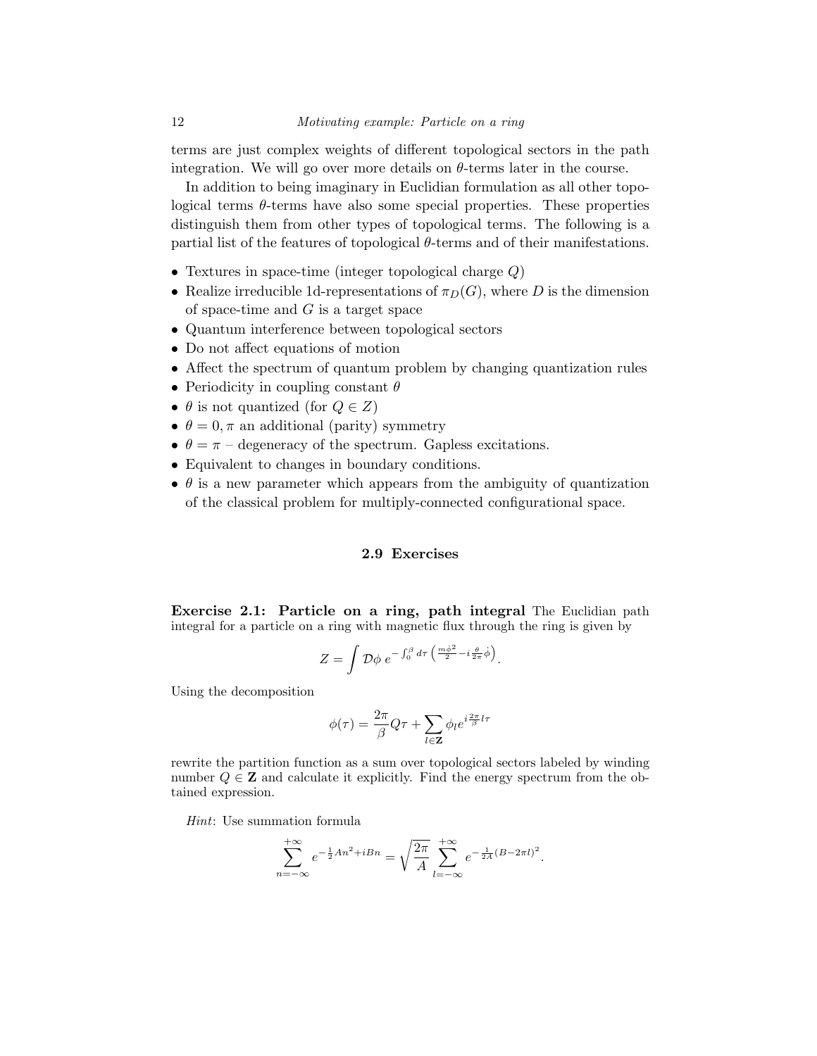terms are just complex weights of different topological sectors in the path integration. We will go over more details on $\theta$-terms later in the course.

In addition to being imaginary in Euclidian formulation as all other topological terms $\theta$-terms have also some special properties. These properties distinguish them from other types of topological terms. The following is a partial list of the features of topological $\theta$-terms and of their manifestations.

- Textures in space-time (integer topological charge $Q$)
- Realize irreducible 1d-representations of $\pi_D(G)$, where $D$ is the dimension of space-time and $G$ is a target space
- Quantum interference between topological sectors
- Do not affect equations of motion
- Affect the spectrum of quantum problem by changing quantization rules
- Periodicity in coupling constant $\theta$
- $\theta$ is not quantized (for $Q \in Z$)
- $\theta = 0, \pi$ an additional (parity) symmetry
- $\theta = \pi$ – degeneracy of the spectrum. Gapless excitations.
- Equivalent to changes in boundary conditions.
- $\theta$ is a new parameter which appears from the ambiguity of quantization of the classical problem for multiply-connected configurational space.

## 2.9 Exercises

**Exercise 2.1: Particle on a ring, path integral** The Euclidian path integral for a particle on a ring with magnetic flux through the ring is given by

$$Z = \int \mathcal{D}\phi \; e^{-\int_0^\beta d\tau \left( \frac{m\dot{\phi}^2}{2} - i\frac{\theta}{2\pi}\dot{\phi} \right)}.$$

Using the decomposition

$$\phi(\tau) = \frac{2\pi}{\beta} Q\tau + \sum_{l\in\mathbf{Z}} \phi_l e^{i\frac{2\pi}{\beta} l\tau}$$

rewrite the partition function as a sum over topological sectors labeled by winding number $Q \in \mathbf{Z}$ and calculate it explicitly. Find the energy spectrum from the obtained expression.

*Hint*: Use summation formula

$$\sum_{n=-\infty}^{+\infty} e^{-\frac{1}{2}An^2 + iBn} = \sqrt{\frac{2\pi}{A}} \sum_{l=-\infty}^{+\infty} e^{-\frac{1}{2A}(B-2\pi l)^2}.$$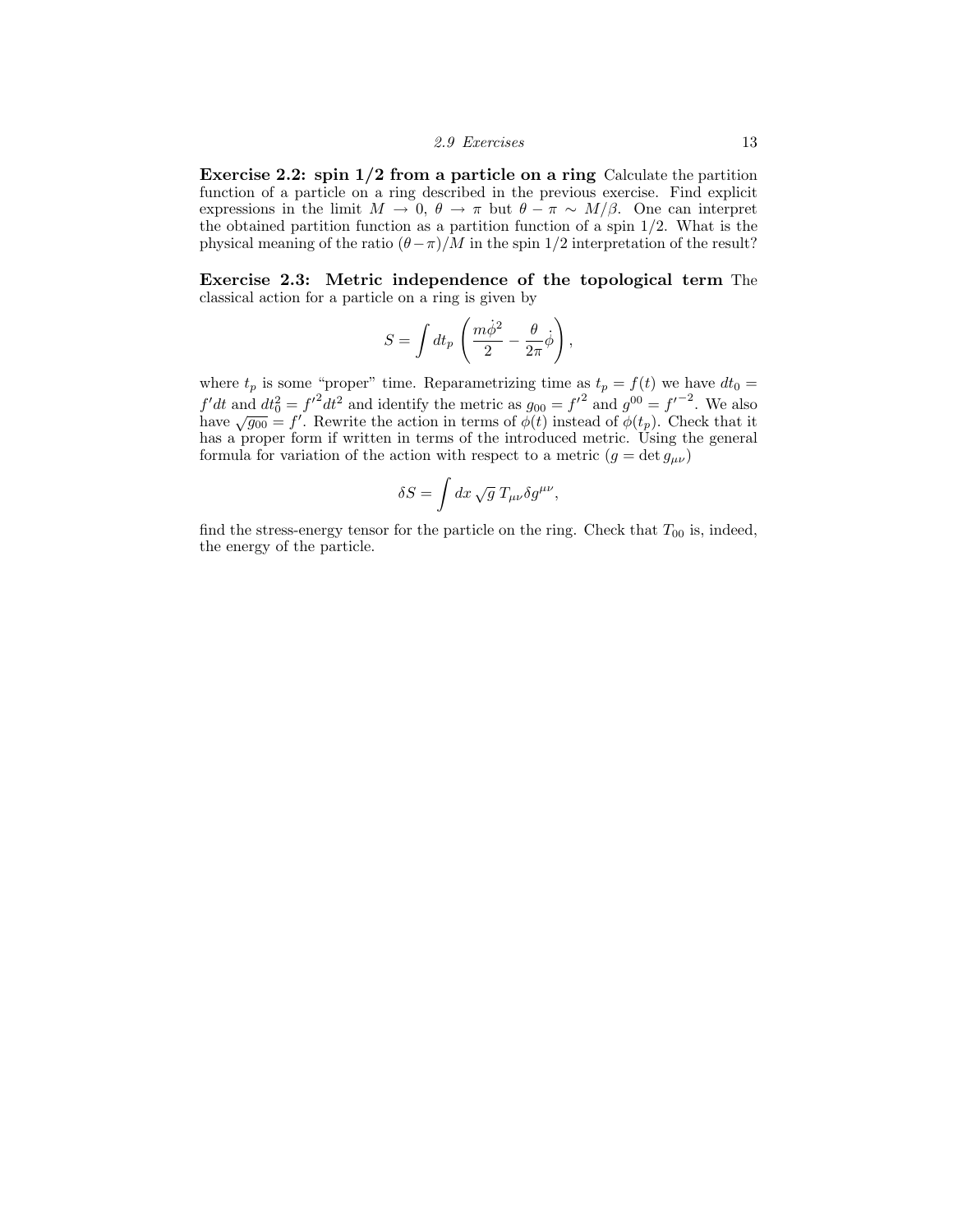**Exercise 2.2: spin 1/2 from a particle on a ring** Calculate the partition function of a particle on a ring described in the previous exercise. Find explicit expressions in the limit $M \to 0$, $\theta \to \pi$ but $\theta - \pi \sim M/\beta$. One can interpret the obtained partition function as a partition function of a spin 1/2. What is the physical meaning of the ratio $(\theta - \pi)/M$ in the spin 1/2 interpretation of the result?

**Exercise 2.3: Metric independence of the topological term** The classical action for a particle on a ring is given by

$$S = \int dt_p \left( \frac{m\dot{\phi}^2}{2} - \frac{\theta}{2\pi}\dot{\phi} \right),$$

where $t_p$ is some "proper" time. Reparametrizing time as $t_p = f(t)$ we have $dt_0 = f'dt$ and $dt_0^2 = f'^2 dt^2$ and identify the metric as $g_{00} = f'^2$ and $g^{00} = f'^{-2}$. We also have $\sqrt{g_{00}} = f'$. Rewrite the action in terms of $\phi(t)$ instead of $\phi(t_p)$. Check that it has a proper form if written in terms of the introduced metric. Using the general formula for variation of the action with respect to a metric ($g = \det g_{\mu\nu}$)

$$\delta S = \int dx \sqrt{g}\, T_{\mu\nu} \delta g^{\mu\nu},$$

find the stress-energy tensor for the particle on the ring. Check that $T_{00}$ is, indeed, the energy of the particle.